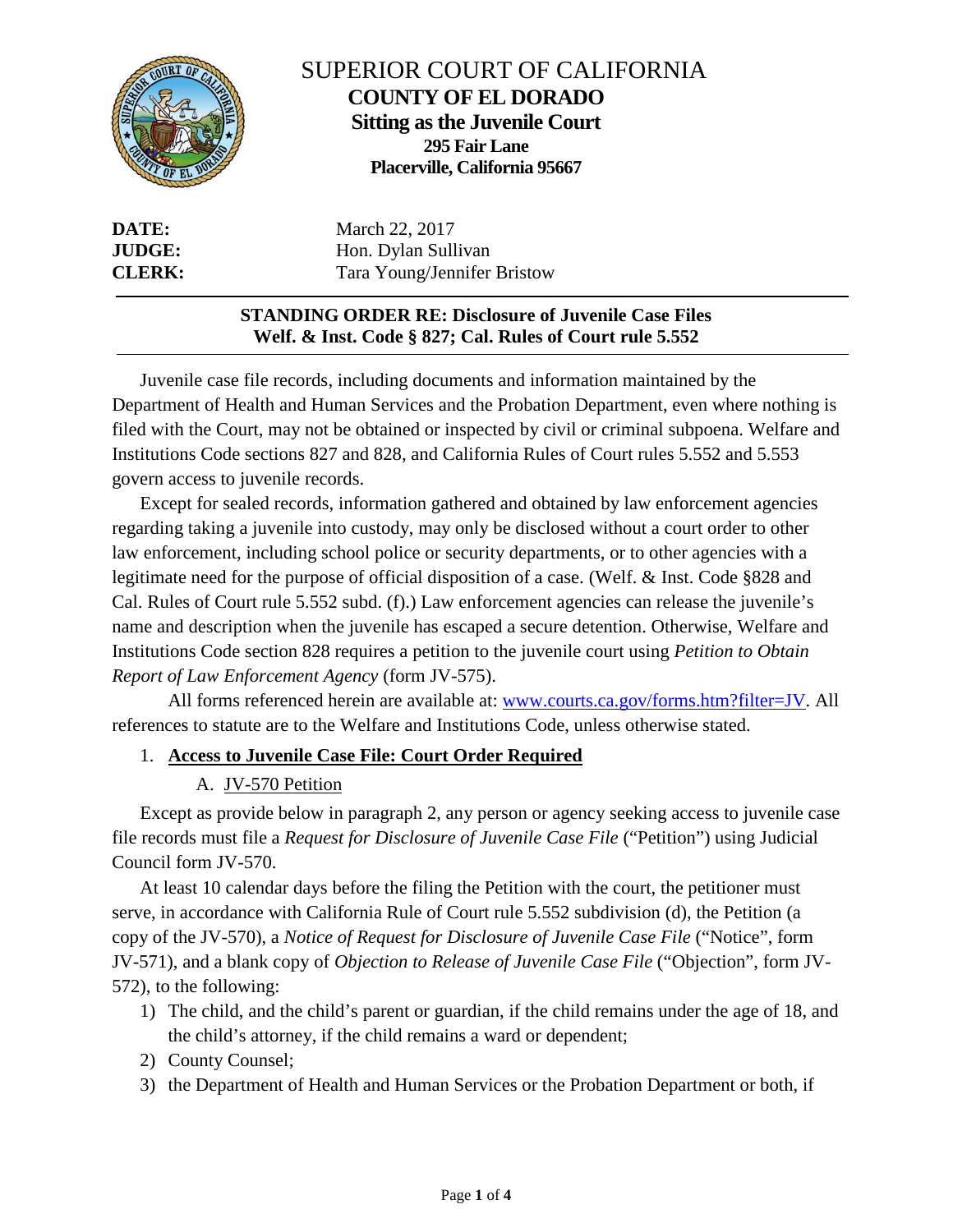# SUPERIOR COURT OF CALIFORNIA
## COUNTY OF EL DORADO
### Sitting as the Juvenile Court
**295 Fair Lane**
**Placerville, California 95667**

**DATE:** March 22, 2017
**JUDGE:** Hon. Dylan Sullivan
**CLERK:** Tara Young/Jennifer Bristow

---

**STANDING ORDER RE: Disclosure of Juvenile Case Files**
**Welf. & Inst. Code § 827; Cal. Rules of Court rule 5.552**

---

Juvenile case file records, including documents and information maintained by the Department of Health and Human Services and the Probation Department, even where nothing is filed with the Court, may not be obtained or inspected by civil or criminal subpoena. Welfare and Institutions Code sections 827 and 828, and California Rules of Court rules 5.552 and 5.553 govern access to juvenile records.

Except for sealed records, information gathered and obtained by law enforcement agencies regarding taking a juvenile into custody, may only be disclosed without a court order to other law enforcement, including school police or security departments, or to other agencies with a legitimate need for the purpose of official disposition of a case. (Welf. & Inst. Code §828 and Cal. Rules of Court rule 5.552 subd. (f).) Law enforcement agencies can release the juvenile's name and description when the juvenile has escaped a secure detention. Otherwise, Welfare and Institutions Code section 828 requires a petition to the juvenile court using *Petition to Obtain Report of Law Enforcement Agency* (form JV-575).

All forms referenced herein are available at: www.courts.ca.gov/forms.htm?filter=JV. All references to statute are to the Welfare and Institutions Code, unless otherwise stated.

1. **Access to Juvenile Case File: Court Order Required**

   A. JV-570 Petition

Except as provide below in paragraph 2, any person or agency seeking access to juvenile case file records must file a *Request for Disclosure of Juvenile Case File* ("Petition") using Judicial Council form JV-570.

At least 10 calendar days before the filing the Petition with the court, the petitioner must serve, in accordance with California Rule of Court rule 5.552 subdivision (d), the Petition (a copy of the JV-570), a *Notice of Request for Disclosure of Juvenile Case File* ("Notice", form JV-571), and a blank copy of *Objection to Release of Juvenile Case File* ("Objection", form JV-572), to the following:

1) The child, and the child's parent or guardian, if the child remains under the age of 18, and the child's attorney, if the child remains a ward or dependent;
2) County Counsel;
3) the Department of Health and Human Services or the Probation Department or both, if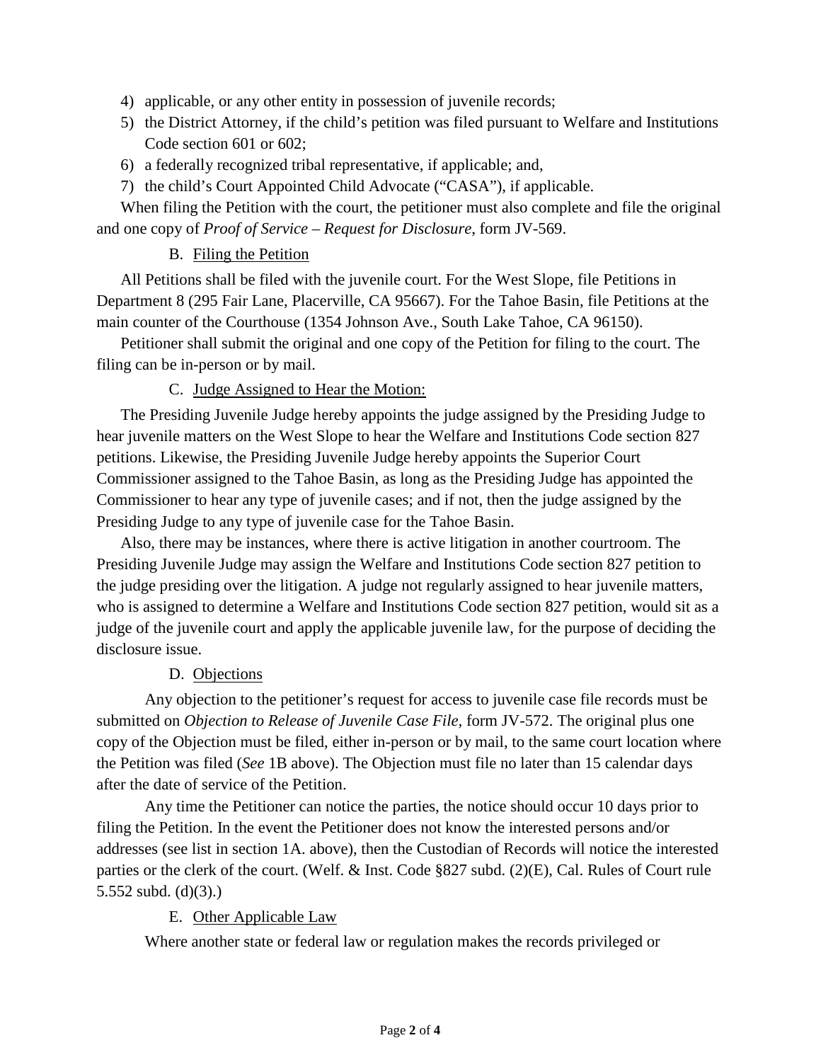4) applicable, or any other entity in possession of juvenile records;
5) the District Attorney, if the child's petition was filed pursuant to Welfare and Institutions Code section 601 or 602;
6) a federally recognized tribal representative, if applicable; and,
7) the child's Court Appointed Child Advocate ("CASA"), if applicable.

When filing the Petition with the court, the petitioner must also complete and file the original and one copy of *Proof of Service – Request for Disclosure*, form JV-569.

B. Filing the Petition

All Petitions shall be filed with the juvenile court. For the West Slope, file Petitions in Department 8 (295 Fair Lane, Placerville, CA 95667). For the Tahoe Basin, file Petitions at the main counter of the Courthouse (1354 Johnson Ave., South Lake Tahoe, CA 96150).

Petitioner shall submit the original and one copy of the Petition for filing to the court. The filing can be in-person or by mail.

C. Judge Assigned to Hear the Motion:

The Presiding Juvenile Judge hereby appoints the judge assigned by the Presiding Judge to hear juvenile matters on the West Slope to hear the Welfare and Institutions Code section 827 petitions. Likewise, the Presiding Juvenile Judge hereby appoints the Superior Court Commissioner assigned to the Tahoe Basin, as long as the Presiding Judge has appointed the Commissioner to hear any type of juvenile cases; and if not, then the judge assigned by the Presiding Judge to any type of juvenile case for the Tahoe Basin.

Also, there may be instances, where there is active litigation in another courtroom. The Presiding Juvenile Judge may assign the Welfare and Institutions Code section 827 petition to the judge presiding over the litigation. A judge not regularly assigned to hear juvenile matters, who is assigned to determine a Welfare and Institutions Code section 827 petition, would sit as a judge of the juvenile court and apply the applicable juvenile law, for the purpose of deciding the disclosure issue.

D. Objections

Any objection to the petitioner's request for access to juvenile case file records must be submitted on *Objection to Release of Juvenile Case File*, form JV-572. The original plus one copy of the Objection must be filed, either in-person or by mail, to the same court location where the Petition was filed (*See* 1B above). The Objection must file no later than 15 calendar days after the date of service of the Petition.

Any time the Petitioner can notice the parties, the notice should occur 10 days prior to filing the Petition. In the event the Petitioner does not know the interested persons and/or addresses (see list in section 1A. above), then the Custodian of Records will notice the interested parties or the clerk of the court. (Welf. & Inst. Code §827 subd. (2)(E), Cal. Rules of Court rule 5.552 subd. (d)(3).)

E. Other Applicable Law

Where another state or federal law or regulation makes the records privileged or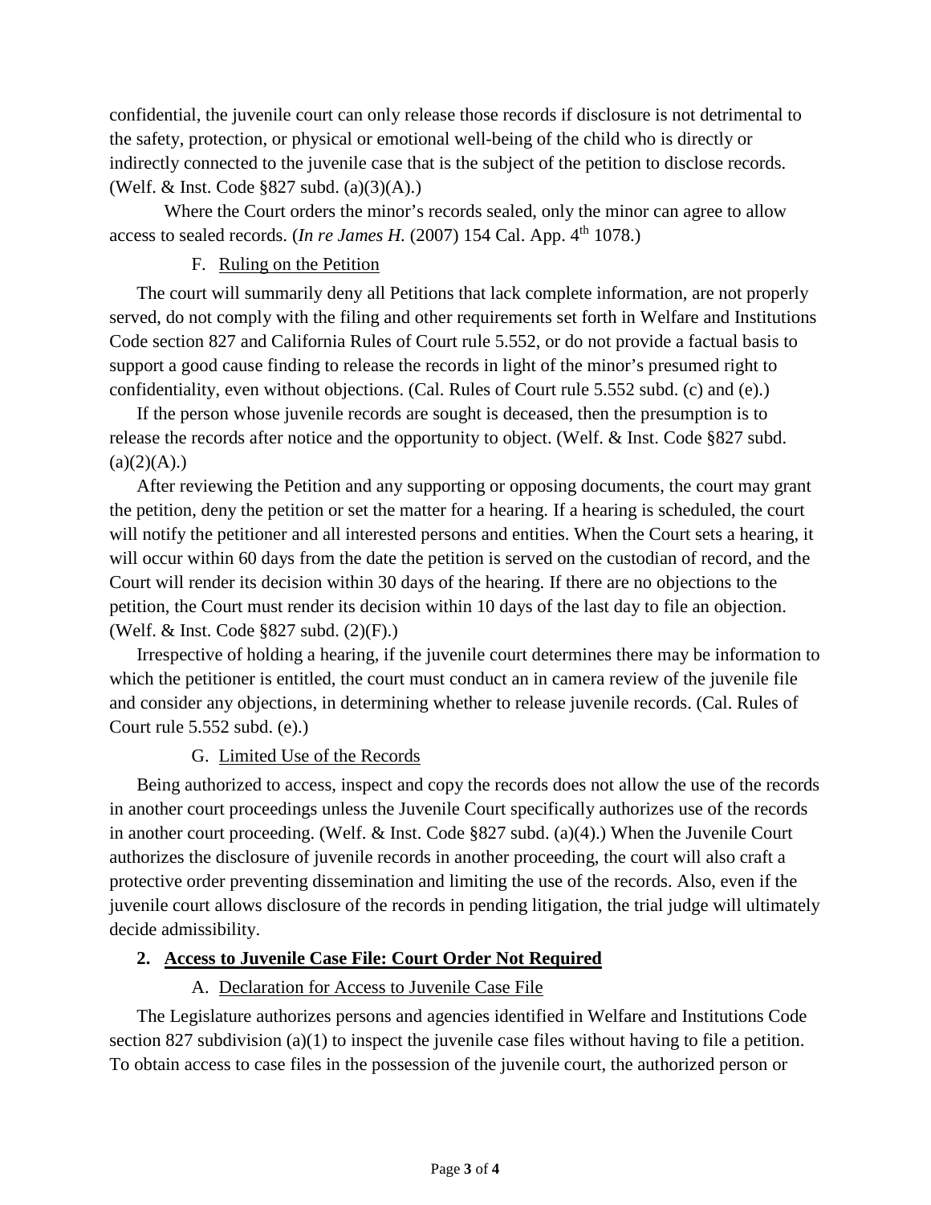confidential, the juvenile court can only release those records if disclosure is not detrimental to the safety, protection, or physical or emotional well-being of the child who is directly or indirectly connected to the juvenile case that is the subject of the petition to disclose records. (Welf. & Inst. Code §827 subd. (a)(3)(A).)

Where the Court orders the minor's records sealed, only the minor can agree to allow access to sealed records. (*In re James H.* (2007) 154 Cal. App. 4th 1078.)

F. Ruling on the Petition

The court will summarily deny all Petitions that lack complete information, are not properly served, do not comply with the filing and other requirements set forth in Welfare and Institutions Code section 827 and California Rules of Court rule 5.552, or do not provide a factual basis to support a good cause finding to release the records in light of the minor's presumed right to confidentiality, even without objections. (Cal. Rules of Court rule 5.552 subd. (c) and (e).)

If the person whose juvenile records are sought is deceased, then the presumption is to release the records after notice and the opportunity to object. (Welf. & Inst. Code §827 subd. (a)(2)(A).)

After reviewing the Petition and any supporting or opposing documents, the court may grant the petition, deny the petition or set the matter for a hearing. If a hearing is scheduled, the court will notify the petitioner and all interested persons and entities. When the Court sets a hearing, it will occur within 60 days from the date the petition is served on the custodian of record, and the Court will render its decision within 30 days of the hearing. If there are no objections to the petition, the Court must render its decision within 10 days of the last day to file an objection. (Welf. & Inst. Code §827 subd. (2)(F).)

Irrespective of holding a hearing, if the juvenile court determines there may be information to which the petitioner is entitled, the court must conduct an in camera review of the juvenile file and consider any objections, in determining whether to release juvenile records. (Cal. Rules of Court rule 5.552 subd. (e).)

G. Limited Use of the Records

Being authorized to access, inspect and copy the records does not allow the use of the records in another court proceedings unless the Juvenile Court specifically authorizes use of the records in another court proceeding. (Welf. & Inst. Code §827 subd. (a)(4).) When the Juvenile Court authorizes the disclosure of juvenile records in another proceeding, the court will also craft a protective order preventing dissemination and limiting the use of the records. Also, even if the juvenile court allows disclosure of the records in pending litigation, the trial judge will ultimately decide admissibility.

## 2. Access to Juvenile Case File: Court Order Not Required

A. Declaration for Access to Juvenile Case File

The Legislature authorizes persons and agencies identified in Welfare and Institutions Code section 827 subdivision (a)(1) to inspect the juvenile case files without having to file a petition. To obtain access to case files in the possession of the juvenile court, the authorized person or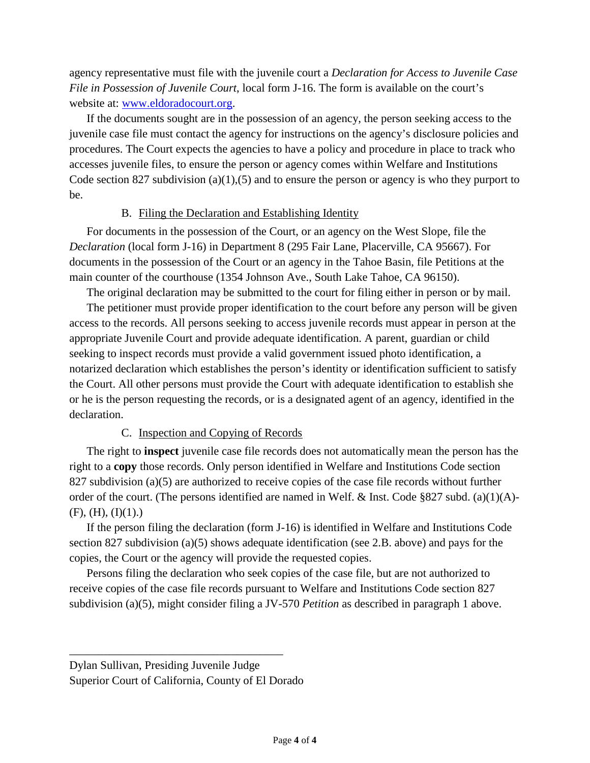agency representative must file with the juvenile court a *Declaration for Access to Juvenile Case File in Possession of Juvenile Court*, local form J-16. The form is available on the court's website at: [www.eldoradocourt.org](http://www.eldoradocourt.org).

If the documents sought are in the possession of an agency, the person seeking access to the juvenile case file must contact the agency for instructions on the agency's disclosure policies and procedures. The Court expects the agencies to have a policy and procedure in place to track who accesses juvenile files, to ensure the person or agency comes within Welfare and Institutions Code section 827 subdivision (a)(1),(5) and to ensure the person or agency is who they purport to be.

B. Filing the Declaration and Establishing Identity

For documents in the possession of the Court, or an agency on the West Slope, file the *Declaration* (local form J-16) in Department 8 (295 Fair Lane, Placerville, CA 95667). For documents in the possession of the Court or an agency in the Tahoe Basin, file Petitions at the main counter of the courthouse (1354 Johnson Ave., South Lake Tahoe, CA 96150).

The original declaration may be submitted to the court for filing either in person or by mail.

The petitioner must provide proper identification to the court before any person will be given access to the records. All persons seeking to access juvenile records must appear in person at the appropriate Juvenile Court and provide adequate identification. A parent, guardian or child seeking to inspect records must provide a valid government issued photo identification, a notarized declaration which establishes the person's identity or identification sufficient to satisfy the Court. All other persons must provide the Court with adequate identification to establish she or he is the person requesting the records, or is a designated agent of an agency, identified in the declaration.

C. Inspection and Copying of Records

The right to **inspect** juvenile case file records does not automatically mean the person has the right to a **copy** those records. Only person identified in Welfare and Institutions Code section 827 subdivision (a)(5) are authorized to receive copies of the case file records without further order of the court. (The persons identified are named in Welf. & Inst. Code §827 subd. (a)(1)(A)-(F), (H), (I)(1).)

If the person filing the declaration (form J-16) is identified in Welfare and Institutions Code section 827 subdivision (a)(5) shows adequate identification (see 2.B. above) and pays for the copies, the Court or the agency will provide the requested copies.

Persons filing the declaration who seek copies of the case file, but are not authorized to receive copies of the case file records pursuant to Welfare and Institutions Code section 827 subdivision (a)(5), might consider filing a JV-570 *Petition* as described in paragraph 1 above.

\_\_\_\_\_\_\_\_\_\_\_\_\_\_\_\_\_\_\_\_\_\_\_\_\_\_\_\_\_\_\_\_\_\_\_\_\_\_

Dylan Sullivan, Presiding Juvenile Judge
Superior Court of California, County of El Dorado